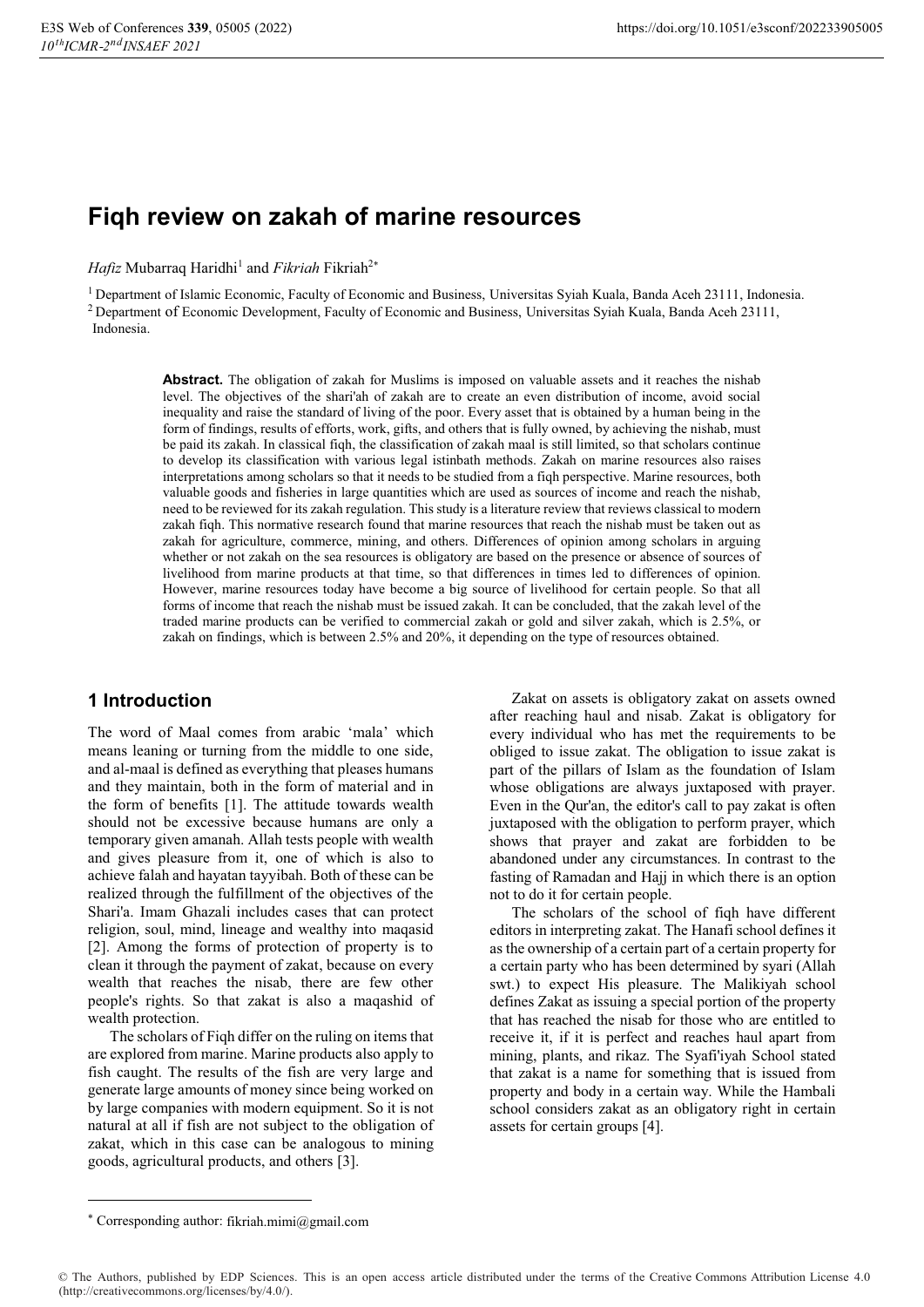# Fiqh review on zakah of marine resources

*Hafiz* Mubarraq Haridhi[1] and *Fikriah* Fikriah[2*]

[1] Department of Islamic Economic, Faculty of Economic and Business, Universitas Syiah Kuala, Banda Aceh 23111, Indonesia.
[2] Department of Economic Development, Faculty of Economic and Business, Universitas Syiah Kuala, Banda Aceh 23111, Indonesia.

**Abstract.** The obligation of zakah for Muslims is imposed on valuable assets and it reaches the nishab level. The objectives of the shari'ah of zakah are to create an even distribution of income, avoid social inequality and raise the standard of living of the poor. Every asset that is obtained by a human being in the form of findings, results of efforts, work, gifts, and others that is fully owned, by achieving the nishab, must be paid its zakah. In classical fiqh, the classification of zakah maal is still limited, so that scholars continue to develop its classification with various legal istinbath methods. Zakah on marine resources also raises interpretations among scholars so that it needs to be studied from a fiqh perspective. Marine resources, both valuable goods and fisheries in large quantities which are used as sources of income and reach the nishab, need to be reviewed for its zakah regulation. This study is a literature review that reviews classical to modern zakah fiqh. This normative research found that marine resources that reach the nishab must be taken out as zakah for agriculture, commerce, mining, and others. Differences of opinion among scholars in arguing whether or not zakah on the sea resources is obligatory are based on the presence or absence of sources of livelihood from marine products at that time, so that differences in times led to differences of opinion. However, marine resources today have become a big source of livelihood for certain people. So that all forms of income that reach the nishab must be issued zakah. It can be concluded, that the zakah level of the traded marine products can be verified to commercial zakah or gold and silver zakah, which is 2.5%, or zakah on findings, which is between 2.5% and 20%, it depending on the type of resources obtained.

## 1 Introduction

The word of Maal comes from arabic 'mala' which means leaning or turning from the middle to one side, and al-maal is defined as everything that pleases humans and they maintain, both in the form of material and in the form of benefits [1]. The attitude towards wealth should not be excessive because humans are only a temporary given amanah. Allah tests people with wealth and gives pleasure from it, one of which is also to achieve falah and hayatan tayyibah. Both of these can be realized through the fulfillment of the objectives of the Shari'a. Imam Ghazali includes cases that can protect religion, soul, mind, lineage and wealthy into maqasid [2]. Among the forms of protection of property is to clean it through the payment of zakat, because on every wealth that reaches the nisab, there are few other people's rights. So that zakat is also a maqashid of wealth protection.

The scholars of Fiqh differ on the ruling on items that are explored from marine. Marine products also apply to fish caught. The results of the fish are very large and generate large amounts of money since being worked on by large companies with modern equipment. So it is not natural at all if fish are not subject to the obligation of zakat, which in this case can be analogous to mining goods, agricultural products, and others [3].

Zakat on assets is obligatory zakat on assets owned after reaching haul and nisab. Zakat is obligatory for every individual who has met the requirements to be obliged to issue zakat. The obligation to issue zakat is part of the pillars of Islam as the foundation of Islam whose obligations are always juxtaposed with prayer. Even in the Qur'an, the editor's call to pay zakat is often juxtaposed with the obligation to perform prayer, which shows that prayer and zakat are forbidden to be abandoned under any circumstances. In contrast to the fasting of Ramadan and Hajj in which there is an option not to do it for certain people.

The scholars of the school of fiqh have different editors in interpreting zakat. The Hanafi school defines it as the ownership of a certain part of a certain property for a certain party who has been determined by syari (Allah swt.) to expect His pleasure. The Malikiyah school defines Zakat as issuing a special portion of the property that has reached the nisab for those who are entitled to receive it, if it is perfect and reaches haul apart from mining, plants, and rikaz. The Syafi'iyah School stated that zakat is a name for something that is issued from property and body in a certain way. While the Hambali school considers zakat as an obligatory right in certain assets for certain groups [4].

* Corresponding author: fikriah.mimi@gmail.com

© The Authors, published by EDP Sciences. This is an open access article distributed under the terms of the Creative Commons Attribution License 4.0 (http://creativecommons.org/licenses/by/4.0/).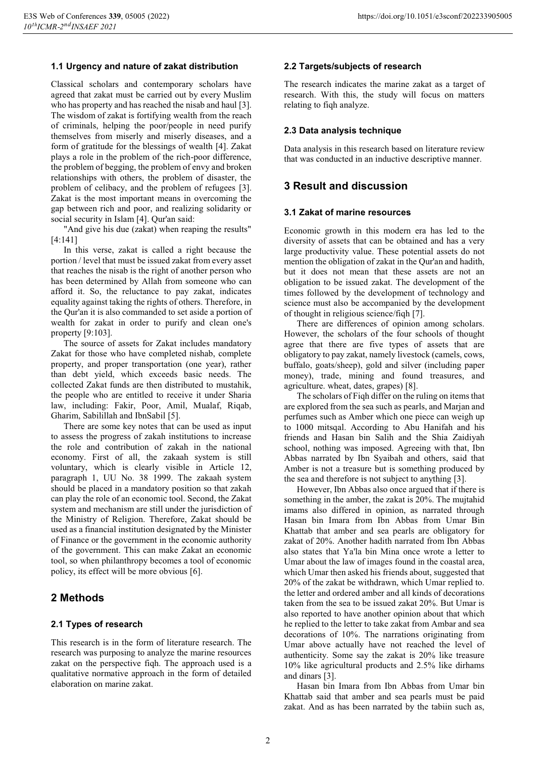### 1.1 Urgency and nature of zakat distribution

Classical scholars and contemporary scholars have agreed that zakat must be carried out by every Muslim who has property and has reached the nisab and haul [3]. The wisdom of zakat is fortifying wealth from the reach of criminals, helping the poor/people in need purify themselves from miserly and miserly diseases, and a form of gratitude for the blessings of wealth [4]. Zakat plays a role in the problem of the rich-poor difference, the problem of begging, the problem of envy and broken relationships with others, the problem of disaster, the problem of celibacy, and the problem of refugees [3]. Zakat is the most important means in overcoming the gap between rich and poor, and realizing solidarity or social security in Islam [4]. Qur'an said:

"And give his due (zakat) when reaping the results" [4:141]

In this verse, zakat is called a right because the portion / level that must be issued zakat from every asset that reaches the nisab is the right of another person who has been determined by Allah from someone who can afford it. So, the reluctance to pay zakat, indicates equality against taking the rights of others. Therefore, in the Qur'an it is also commanded to set aside a portion of wealth for zakat in order to purify and clean one's property [9:103].

The source of assets for Zakat includes mandatory Zakat for those who have completed nishab, complete property, and proper transportation (one year), rather than debt yield, which exceeds basic needs. The collected Zakat funds are then distributed to mustahik, the people who are entitled to receive it under Sharia law, including: Fakir, Poor, Amil, Mualaf, Riqab, Gharim, Sabilillah and IbnSabil [5].

There are some key notes that can be used as input to assess the progress of zakah institutions to increase the role and contribution of zakah in the national economy. First of all, the zakaah system is still voluntary, which is clearly visible in Article 12, paragraph 1, UU No. 38 1999. The zakaah system should be placed in a mandatory position so that zakah can play the role of an economic tool. Second, the Zakat system and mechanism are still under the jurisdiction of the Ministry of Religion. Therefore, Zakat should be used as a financial institution designated by the Minister of Finance or the government in the economic authority of the government. This can make Zakat an economic tool, so when philanthropy becomes a tool of economic policy, its effect will be more obvious [6].

## 2 Methods

### 2.1 Types of research

This research is in the form of literature research. The research was purposing to analyze the marine resources zakat on the perspective fiqh. The approach used is a qualitative normative approach in the form of detailed elaboration on marine zakat.

### 2.2 Targets/subjects of research

The research indicates the marine zakat as a target of research. With this, the study will focus on matters relating to fiqh analyze.

### 2.3 Data analysis technique

Data analysis in this research based on literature review that was conducted in an inductive descriptive manner.

## 3 Result and discussion

### 3.1 Zakat of marine resources

Economic growth in this modern era has led to the diversity of assets that can be obtained and has a very large productivity value. These potential assets do not mention the obligation of zakat in the Qur'an and hadith, but it does not mean that these assets are not an obligation to be issued zakat. The development of the times followed by the development of technology and science must also be accompanied by the development of thought in religious science/fiqh [7].

There are differences of opinion among scholars. However, the scholars of the four schools of thought agree that there are five types of assets that are obligatory to pay zakat, namely livestock (camels, cows, buffalo, goats/sheep), gold and silver (including paper money), trade, mining and found treasures, and agriculture. wheat, dates, grapes) [8].

The scholars of Fiqh differ on the ruling on items that are explored from the sea such as pearls, and Marjan and perfumes such as Amber which one piece can weigh up to 1000 mitsqal. According to Abu Hanifah and his friends and Hasan bin Salih and the Shia Zaidiyah school, nothing was imposed. Agreeing with that, Ibn Abbas narrated by Ibn Syaibah and others, said that Amber is not a treasure but is something produced by the sea and therefore is not subject to anything [3].

However, Ibn Abbas also once argued that if there is something in the amber, the zakat is 20%. The mujtahid imams also differed in opinion, as narrated through Hasan bin Imara from Ibn Abbas from Umar Bin Khattab that amber and sea pearls are obligatory for zakat of 20%. Another hadith narrated from Ibn Abbas also states that Ya'la bin Mina once wrote a letter to Umar about the law of images found in the coastal area, which Umar then asked his friends about, suggested that 20% of the zakat be withdrawn, which Umar replied to. the letter and ordered amber and all kinds of decorations taken from the sea to be issued zakat 20%. But Umar is also reported to have another opinion about that which he replied to the letter to take zakat from Ambar and sea decorations of 10%. The narrations originating from Umar above actually have not reached the level of authenticity. Some say the zakat is 20% like treasure 10% like agricultural products and 2.5% like dirhams and dinars [3].

Hasan bin Imara from Ibn Abbas from Umar bin Khattab said that amber and sea pearls must be paid zakat. And as has been narrated by the tabiin such as,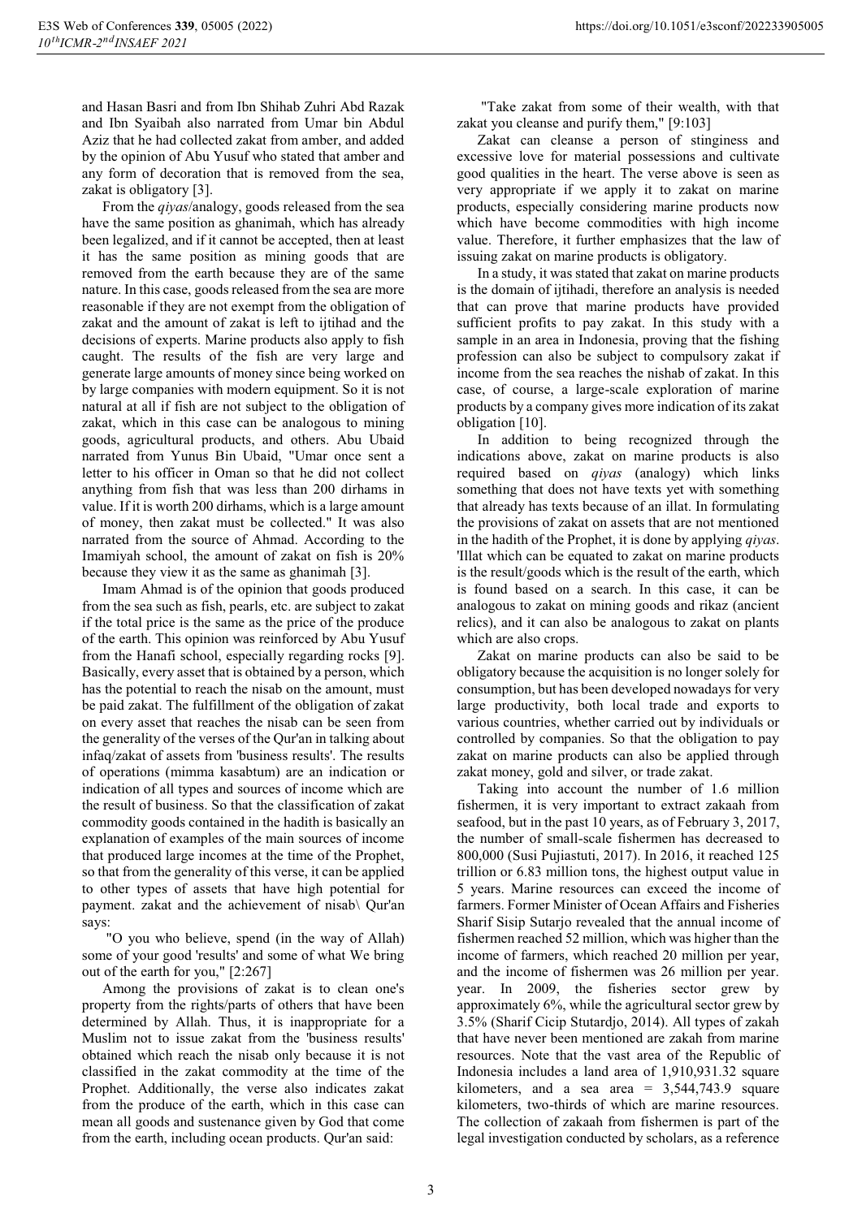and Hasan Basri and from Ibn Shihab Zuhri Abd Razak and Ibn Syaibah also narrated from Umar bin Abdul Aziz that he had collected zakat from amber, and added by the opinion of Abu Yusuf who stated that amber and any form of decoration that is removed from the sea, zakat is obligatory [3].

From the *qiyas*/analogy, goods released from the sea have the same position as ghanimah, which has already been legalized, and if it cannot be accepted, then at least it has the same position as mining goods that are removed from the earth because they are of the same nature. In this case, goods released from the sea are more reasonable if they are not exempt from the obligation of zakat and the amount of zakat is left to ijtihad and the decisions of experts. Marine products also apply to fish caught. The results of the fish are very large and generate large amounts of money since being worked on by large companies with modern equipment. So it is not natural at all if fish are not subject to the obligation of zakat, which in this case can be analogous to mining goods, agricultural products, and others. Abu Ubaid narrated from Yunus Bin Ubaid, "Umar once sent a letter to his officer in Oman so that he did not collect anything from fish that was less than 200 dirhams in value. If it is worth 200 dirhams, which is a large amount of money, then zakat must be collected." It was also narrated from the source of Ahmad. According to the Imamiyah school, the amount of zakat on fish is 20% because they view it as the same as ghanimah [3].

Imam Ahmad is of the opinion that goods produced from the sea such as fish, pearls, etc. are subject to zakat if the total price is the same as the price of the produce of the earth. This opinion was reinforced by Abu Yusuf from the Hanafi school, especially regarding rocks [9]. Basically, every asset that is obtained by a person, which has the potential to reach the nisab on the amount, must be paid zakat. The fulfillment of the obligation of zakat on every asset that reaches the nisab can be seen from the generality of the verses of the Qur'an in talking about infaq/zakat of assets from 'business results'. The results of operations (mimma kasabtum) are an indication or indication of all types and sources of income which are the result of business. So that the classification of zakat commodity goods contained in the hadith is basically an explanation of examples of the main sources of income that produced large incomes at the time of the Prophet, so that from the generality of this verse, it can be applied to other types of assets that have high potential for payment. zakat and the achievement of nisab\ Qur'an says:

"O you who believe, spend (in the way of Allah) some of your good 'results' and some of what We bring out of the earth for you," [2:267]

Among the provisions of zakat is to clean one's property from the rights/parts of others that have been determined by Allah. Thus, it is inappropriate for a Muslim not to issue zakat from the 'business results' obtained which reach the nisab only because it is not classified in the zakat commodity at the time of the Prophet. Additionally, the verse also indicates zakat from the produce of the earth, which in this case can mean all goods and sustenance given by God that come from the earth, including ocean products. Qur'an said:

"Take zakat from some of their wealth, with that zakat you cleanse and purify them," [9:103]

Zakat can cleanse a person of stinginess and excessive love for material possessions and cultivate good qualities in the heart. The verse above is seen as very appropriate if we apply it to zakat on marine products, especially considering marine products now which have become commodities with high income value. Therefore, it further emphasizes that the law of issuing zakat on marine products is obligatory.

In a study, it was stated that zakat on marine products is the domain of ijtihadi, therefore an analysis is needed that can prove that marine products have provided sufficient profits to pay zakat. In this study with a sample in an area in Indonesia, proving that the fishing profession can also be subject to compulsory zakat if income from the sea reaches the nishab of zakat. In this case, of course, a large-scale exploration of marine products by a company gives more indication of its zakat obligation [10].

In addition to being recognized through the indications above, zakat on marine products is also required based on *qiyas* (analogy) which links something that does not have texts yet with something that already has texts because of an illat. In formulating the provisions of zakat on assets that are not mentioned in the hadith of the Prophet, it is done by applying *qiyas*. 'Illat which can be equated to zakat on marine products is the result/goods which is the result of the earth, which is found based on a search. In this case, it can be analogous to zakat on mining goods and rikaz (ancient relics), and it can also be analogous to zakat on plants which are also crops.

Zakat on marine products can also be said to be obligatory because the acquisition is no longer solely for consumption, but has been developed nowadays for very large productivity, both local trade and exports to various countries, whether carried out by individuals or controlled by companies. So that the obligation to pay zakat on marine products can also be applied through zakat money, gold and silver, or trade zakat.

Taking into account the number of 1.6 million fishermen, it is very important to extract zakaah from seafood, but in the past 10 years, as of February 3, 2017, the number of small-scale fishermen has decreased to 800,000 (Susi Pujiastuti, 2017). In 2016, it reached 125 trillion or 6.83 million tons, the highest output value in 5 years. Marine resources can exceed the income of farmers. Former Minister of Ocean Affairs and Fisheries Sharif Sisip Sutarjo revealed that the annual income of fishermen reached 52 million, which was higher than the income of farmers, which reached 20 million per year, and the income of fishermen was 26 million per year. year. In 2009, the fisheries sector grew by approximately 6%, while the agricultural sector grew by 3.5% (Sharif Cicip Stutardjo, 2014). All types of zakah that have never been mentioned are zakah from marine resources. Note that the vast area of the Republic of Indonesia includes a land area of 1,910,931.32 square kilometers, and a sea area = 3,544,743.9 square kilometers, two-thirds of which are marine resources. The collection of zakaah from fishermen is part of the legal investigation conducted by scholars, as a reference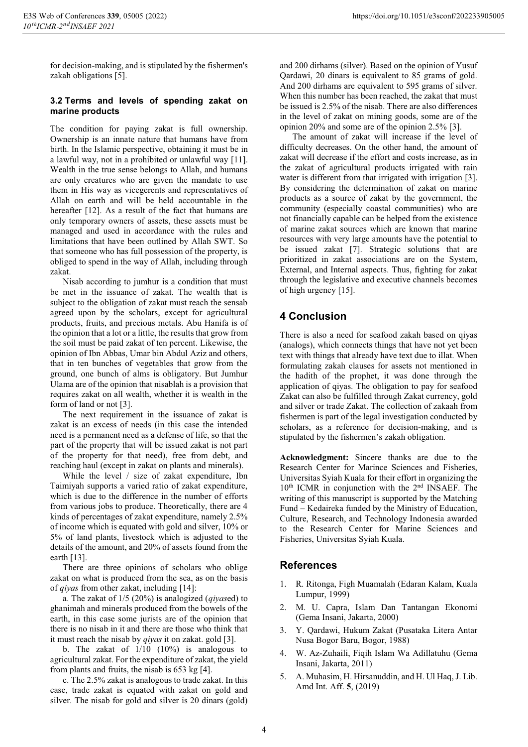for decision-making, and is stipulated by the fishermen's zakah obligations [5].

### 3.2 Terms and levels of spending zakat on marine products

The condition for paying zakat is full ownership. Ownership is an innate nature that humans have from birth. In the Islamic perspective, obtaining it must be in a lawful way, not in a prohibited or unlawful way [11]. Wealth in the true sense belongs to Allah, and humans are only creatures who are given the mandate to use them in His way as vicegerents and representatives of Allah on earth and will be held accountable in the hereafter [12]. As a result of the fact that humans are only temporary owners of assets, these assets must be managed and used in accordance with the rules and limitations that have been outlined by Allah SWT. So that someone who has full possession of the property, is obliged to spend in the way of Allah, including through zakat.

Nisab according to jumhur is a condition that must be met in the issuance of zakat. The wealth that is subject to the obligation of zakat must reach the sensab agreed upon by the scholars, except for agricultural products, fruits, and precious metals. Abu Hanifa is of the opinion that a lot or a little, the results that grow from the soil must be paid zakat of ten percent. Likewise, the opinion of Ibn Abbas, Umar bin Abdul Aziz and others, that in ten bunches of vegetables that grow from the ground, one bunch of alms is obligatory. But Jumhur Ulama are of the opinion that nisablah is a provision that requires zakat on all wealth, whether it is wealth in the form of land or not [3].

The next requirement in the issuance of zakat is zakat is an excess of needs (in this case the intended need is a permanent need as a defense of life, so that the part of the property that will be issued zakat is not part of the property for that need), free from debt, and reaching haul (except in zakat on plants and minerals).

While the level / size of zakat expenditure, Ibn Taimiyah supports a varied ratio of zakat expenditure, which is due to the difference in the number of efforts from various jobs to produce. Theoretically, there are 4 kinds of percentages of zakat expenditure, namely 2.5% of income which is equated with gold and silver, 10% or 5% of land plants, livestock which is adjusted to the details of the amount, and 20% of assets found from the earth [13].

There are three opinions of scholars who oblige zakat on what is produced from the sea, as on the basis of *qiyas* from other zakat, including [14]:

a. The zakat of 1/5 (20%) is analogized (*qiyas*ed) to ghanimah and minerals produced from the bowels of the earth, in this case some jurists are of the opinion that there is no nisab in it and there are those who think that it must reach the nisab by *qiyas* it on zakat. gold [3].

b. The zakat of 1/10 (10%) is analogous to agricultural zakat. For the expenditure of zakat, the yield from plants and fruits, the nisab is 653 kg [4].

c. The 2.5% zakat is analogous to trade zakat. In this case, trade zakat is equated with zakat on gold and silver. The nisab for gold and silver is 20 dinars (gold) and 200 dirhams (silver). Based on the opinion of Yusuf Qardawi, 20 dinars is equivalent to 85 grams of gold. And 200 dirhams are equivalent to 595 grams of silver. When this number has been reached, the zakat that must be issued is 2.5% of the nisab. There are also differences in the level of zakat on mining goods, some are of the opinion 20% and some are of the opinion 2.5% [3].

The amount of zakat will increase if the level of difficulty decreases. On the other hand, the amount of zakat will decrease if the effort and costs increase, as in the zakat of agricultural products irrigated with rain water is different from that irrigated with irrigation [3]. By considering the determination of zakat on marine products as a source of zakat by the government, the community (especially coastal communities) who are not financially capable can be helped from the existence of marine zakat sources which are known that marine resources with very large amounts have the potential to be issued zakat [7]. Strategic solutions that are prioritized in zakat associations are on the System, External, and Internal aspects. Thus, fighting for zakat through the legislative and executive channels becomes of high urgency [15].

## 4 Conclusion

There is also a need for seafood zakah based on qiyas (analogs), which connects things that have not yet been text with things that already have text due to illat. When formulating zakah clauses for assets not mentioned in the hadith of the prophet, it was done through the application of qiyas. The obligation to pay for seafood Zakat can also be fulfilled through Zakat currency, gold and silver or trade Zakat. The collection of zakaah from fishermen is part of the legal investigation conducted by scholars, as a reference for decision-making, and is stipulated by the fishermen's zakah obligation.

**Acknowledgment:** Sincere thanks are due to the Research Center for Marince Sciences and Fisheries, Universitas Syiah Kuala for their effort in organizing the 10th ICMR in conjunction with the 2nd INSAEF. The writing of this manuscript is supported by the Matching Fund – Kedaireka funded by the Ministry of Education, Culture, Research, and Technology Indonesia awarded to the Research Center for Marine Sciences and Fisheries, Universitas Syiah Kuala.

## References

1. R. Ritonga, Figh Muamalah (Edaran Kalam, Kuala Lumpur, 1999)
2. M. U. Capra, Islam Dan Tantangan Ekonomi (Gema Insani, Jakarta, 2000)
3. Y. Qardawi, Hukum Zakat (Pusataka Litera Antar Nusa Bogor Baru, Bogor, 1988)
4. W. Az-Zuhaili, Fiqih Islam Wa Adillatuhu (Gema Insani, Jakarta, 2011)
5. A. Muhasim, H. Hirsanuddin, and H. Ul Haq, J. Lib. Amd Int. Aff. **5**, (2019)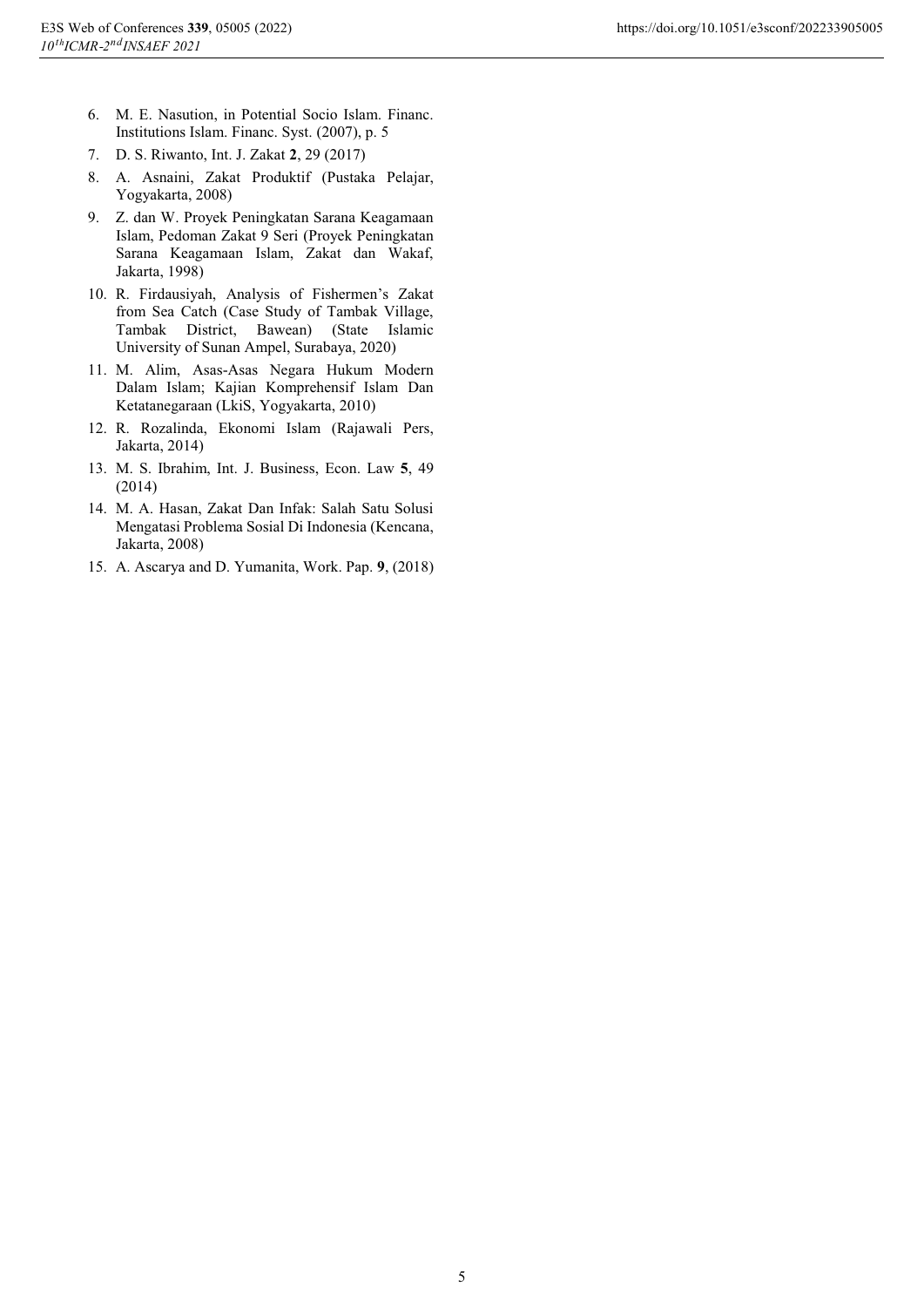6. M. E. Nasution, in Potential Socio Islam. Financ. Institutions Islam. Financ. Syst. (2007), p. 5
7. D. S. Riwanto, Int. J. Zakat **2**, 29 (2017)
8. A. Asnaini, Zakat Produktif (Pustaka Pelajar, Yogyakarta, 2008)
9. Z. dan W. Proyek Peningkatan Sarana Keagamaan Islam, Pedoman Zakat 9 Seri (Proyek Peningkatan Sarana Keagamaan Islam, Zakat dan Wakaf, Jakarta, 1998)
10. R. Firdausiyah, Analysis of Fishermen's Zakat from Sea Catch (Case Study of Tambak Village, Tambak District, Bawean) (State Islamic University of Sunan Ampel, Surabaya, 2020)
11. M. Alim, Asas-Asas Negara Hukum Modern Dalam Islam; Kajian Komprehensif Islam Dan Ketatanegaraan (LkiS, Yogyakarta, 2010)
12. R. Rozalinda, Ekonomi Islam (Rajawali Pers, Jakarta, 2014)
13. M. S. Ibrahim, Int. J. Business, Econ. Law **5**, 49 (2014)
14. M. A. Hasan, Zakat Dan Infak: Salah Satu Solusi Mengatasi Problema Sosial Di Indonesia (Kencana, Jakarta, 2008)
15. A. Ascarya and D. Yumanita, Work. Pap. **9**, (2018)